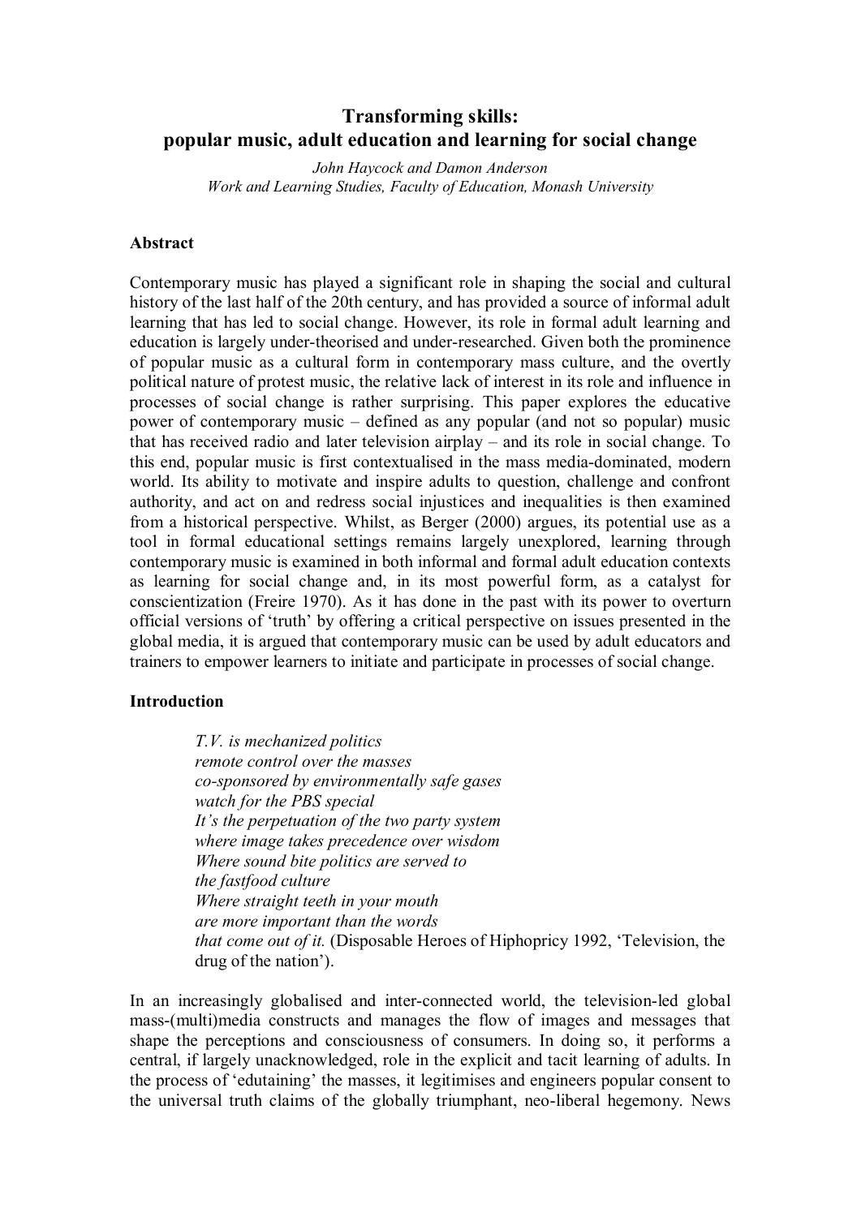# Transforming skills: popular music, adult education and learning for social change

*John Haycock and Damon Anderson*
*Work and Learning Studies, Faculty of Education, Monash University*

## Abstract

Contemporary music has played a significant role in shaping the social and cultural history of the last half of the 20th century, and has provided a source of informal adult learning that has led to social change. However, its role in formal adult learning and education is largely under-theorised and under-researched. Given both the prominence of popular music as a cultural form in contemporary mass culture, and the overtly political nature of protest music, the relative lack of interest in its role and influence in processes of social change is rather surprising. This paper explores the educative power of contemporary music – defined as any popular (and not so popular) music that has received radio and later television airplay – and its role in social change. To this end, popular music is first contextualised in the mass media-dominated, modern world. Its ability to motivate and inspire adults to question, challenge and confront authority, and act on and redress social injustices and inequalities is then examined from a historical perspective. Whilst, as Berger (2000) argues, its potential use as a tool in formal educational settings remains largely unexplored, learning through contemporary music is examined in both informal and formal adult education contexts as learning for social change and, in its most powerful form, as a catalyst for conscientization (Freire 1970). As it has done in the past with its power to overturn official versions of 'truth' by offering a critical perspective on issues presented in the global media, it is argued that contemporary music can be used by adult educators and trainers to empower learners to initiate and participate in processes of social change.

## Introduction

> *T.V. is mechanized politics*
> *remote control over the masses*
> *co-sponsored by environmentally safe gases*
> *watch for the PBS special*
> *It's the perpetuation of the two party system*
> *where image takes precedence over wisdom*
> *Where sound bite politics are served to*
> *the fastfood culture*
> *Where straight teeth in your mouth*
> *are more important than the words*
> *that come out of it.* (Disposable Heroes of Hiphopricy 1992, 'Television, the drug of the nation').

In an increasingly globalised and inter-connected world, the television-led global mass-(multi)media constructs and manages the flow of images and messages that shape the perceptions and consciousness of consumers. In doing so, it performs a central, if largely unacknowledged, role in the explicit and tacit learning of adults. In the process of 'edutaining' the masses, it legitimises and engineers popular consent to the universal truth claims of the globally triumphant, neo-liberal hegemony. News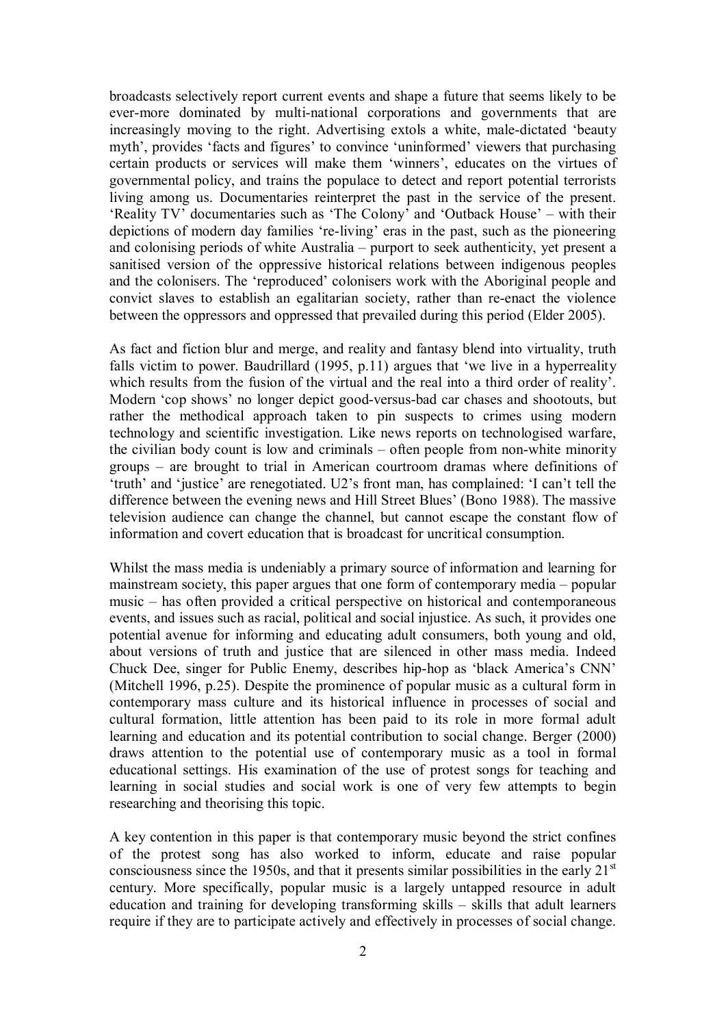broadcasts selectively report current events and shape a future that seems likely to be ever-more dominated by multi-national corporations and governments that are increasingly moving to the right. Advertising extols a white, male-dictated 'beauty myth', provides 'facts and figures' to convince 'uninformed' viewers that purchasing certain products or services will make them 'winners', educates on the virtues of governmental policy, and trains the populace to detect and report potential terrorists living among us. Documentaries reinterpret the past in the service of the present. 'Reality TV' documentaries such as 'The Colony' and 'Outback House' – with their depictions of modern day families 're-living' eras in the past, such as the pioneering and colonising periods of white Australia – purport to seek authenticity, yet present a sanitised version of the oppressive historical relations between indigenous peoples and the colonisers. The 'reproduced' colonisers work with the Aboriginal people and convict slaves to establish an egalitarian society, rather than re-enact the violence between the oppressors and oppressed that prevailed during this period (Elder 2005).

As fact and fiction blur and merge, and reality and fantasy blend into virtuality, truth falls victim to power. Baudrillard (1995, p.11) argues that 'we live in a hyperreality which results from the fusion of the virtual and the real into a third order of reality'. Modern 'cop shows' no longer depict good-versus-bad car chases and shootouts, but rather the methodical approach taken to pin suspects to crimes using modern technology and scientific investigation. Like news reports on technologised warfare, the civilian body count is low and criminals – often people from non-white minority groups – are brought to trial in American courtroom dramas where definitions of 'truth' and 'justice' are renegotiated. U2's front man, has complained: 'I can't tell the difference between the evening news and Hill Street Blues' (Bono 1988). The massive television audience can change the channel, but cannot escape the constant flow of information and covert education that is broadcast for uncritical consumption.

Whilst the mass media is undeniably a primary source of information and learning for mainstream society, this paper argues that one form of contemporary media – popular music – has often provided a critical perspective on historical and contemporaneous events, and issues such as racial, political and social injustice. As such, it provides one potential avenue for informing and educating adult consumers, both young and old, about versions of truth and justice that are silenced in other mass media. Indeed Chuck Dee, singer for Public Enemy, describes hip-hop as 'black America's CNN' (Mitchell 1996, p.25). Despite the prominence of popular music as a cultural form in contemporary mass culture and its historical influence in processes of social and cultural formation, little attention has been paid to its role in more formal adult learning and education and its potential contribution to social change. Berger (2000) draws attention to the potential use of contemporary music as a tool in formal educational settings. His examination of the use of protest songs for teaching and learning in social studies and social work is one of very few attempts to begin researching and theorising this topic.

A key contention in this paper is that contemporary music beyond the strict confines of the protest song has also worked to inform, educate and raise popular consciousness since the 1950s, and that it presents similar possibilities in the early 21st century. More specifically, popular music is a largely untapped resource in adult education and training for developing transforming skills – skills that adult learners require if they are to participate actively and effectively in processes of social change.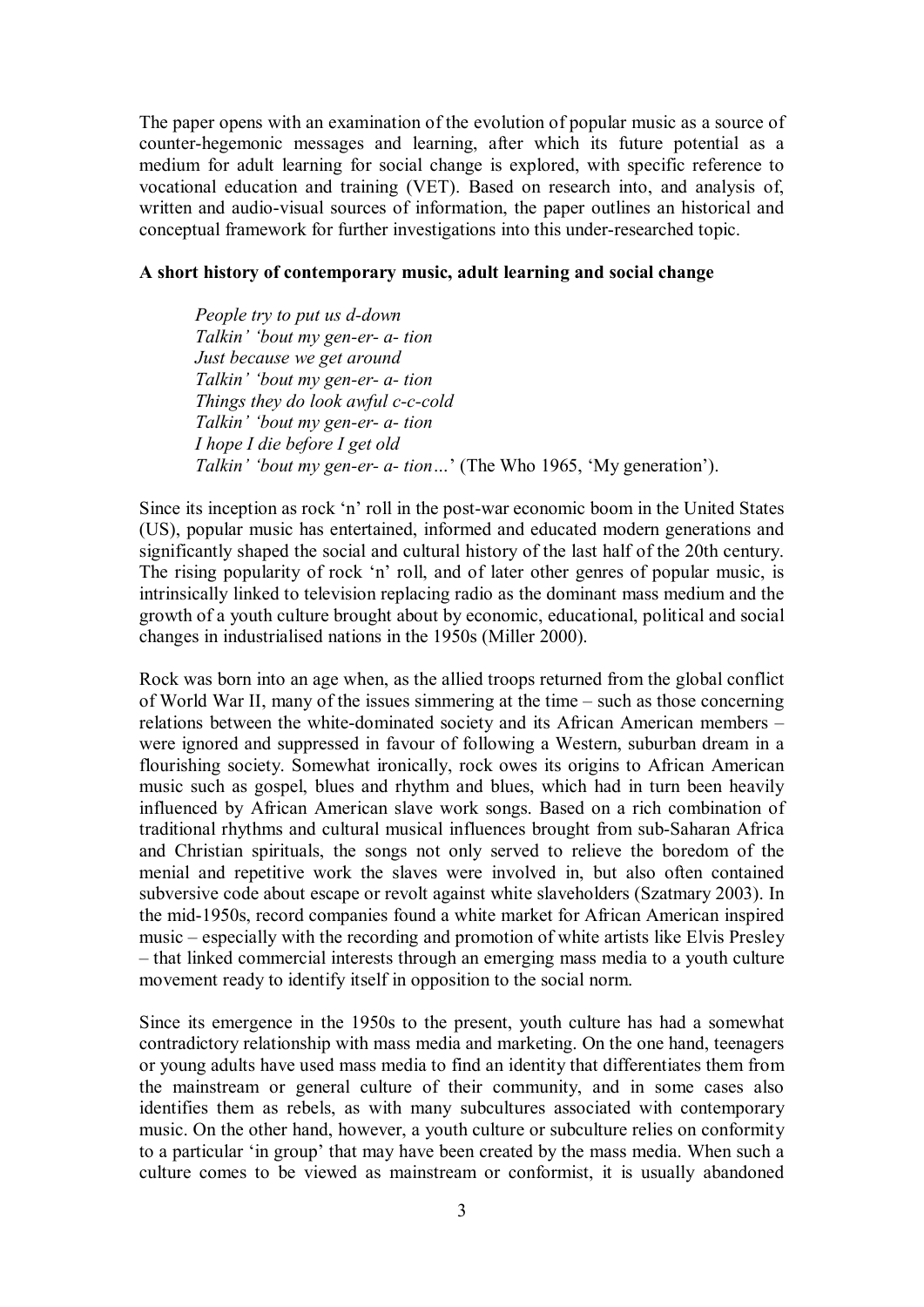The paper opens with an examination of the evolution of popular music as a source of counter-hegemonic messages and learning, after which its future potential as a medium for adult learning for social change is explored, with specific reference to vocational education and training (VET). Based on research into, and analysis of, written and audio-visual sources of information, the paper outlines an historical and conceptual framework for further investigations into this under-researched topic.

**A short history of contemporary music, adult learning and social change**

> *People try to put us d-down*
> *Talkin' 'bout my gen-er- a- tion*
> *Just because we get around*
> *Talkin' 'bout my gen-er- a- tion*
> *Things they do look awful c-c-cold*
> *Talkin' 'bout my gen-er- a- tion*
> *I hope I die before I get old*
> *Talkin' 'bout my gen-er- a- tion…*' (The Who 1965, 'My generation').

Since its inception as rock 'n' roll in the post-war economic boom in the United States (US), popular music has entertained, informed and educated modern generations and significantly shaped the social and cultural history of the last half of the 20th century. The rising popularity of rock 'n' roll, and of later other genres of popular music, is intrinsically linked to television replacing radio as the dominant mass medium and the growth of a youth culture brought about by economic, educational, political and social changes in industrialised nations in the 1950s (Miller 2000).

Rock was born into an age when, as the allied troops returned from the global conflict of World War II, many of the issues simmering at the time – such as those concerning relations between the white-dominated society and its African American members – were ignored and suppressed in favour of following a Western, suburban dream in a flourishing society. Somewhat ironically, rock owes its origins to African American music such as gospel, blues and rhythm and blues, which had in turn been heavily influenced by African American slave work songs. Based on a rich combination of traditional rhythms and cultural musical influences brought from sub-Saharan Africa and Christian spirituals, the songs not only served to relieve the boredom of the menial and repetitive work the slaves were involved in, but also often contained subversive code about escape or revolt against white slaveholders (Szatmary 2003). In the mid-1950s, record companies found a white market for African American inspired music – especially with the recording and promotion of white artists like Elvis Presley – that linked commercial interests through an emerging mass media to a youth culture movement ready to identify itself in opposition to the social norm.

Since its emergence in the 1950s to the present, youth culture has had a somewhat contradictory relationship with mass media and marketing. On the one hand, teenagers or young adults have used mass media to find an identity that differentiates them from the mainstream or general culture of their community, and in some cases also identifies them as rebels, as with many subcultures associated with contemporary music. On the other hand, however, a youth culture or subculture relies on conformity to a particular 'in group' that may have been created by the mass media. When such a culture comes to be viewed as mainstream or conformist, it is usually abandoned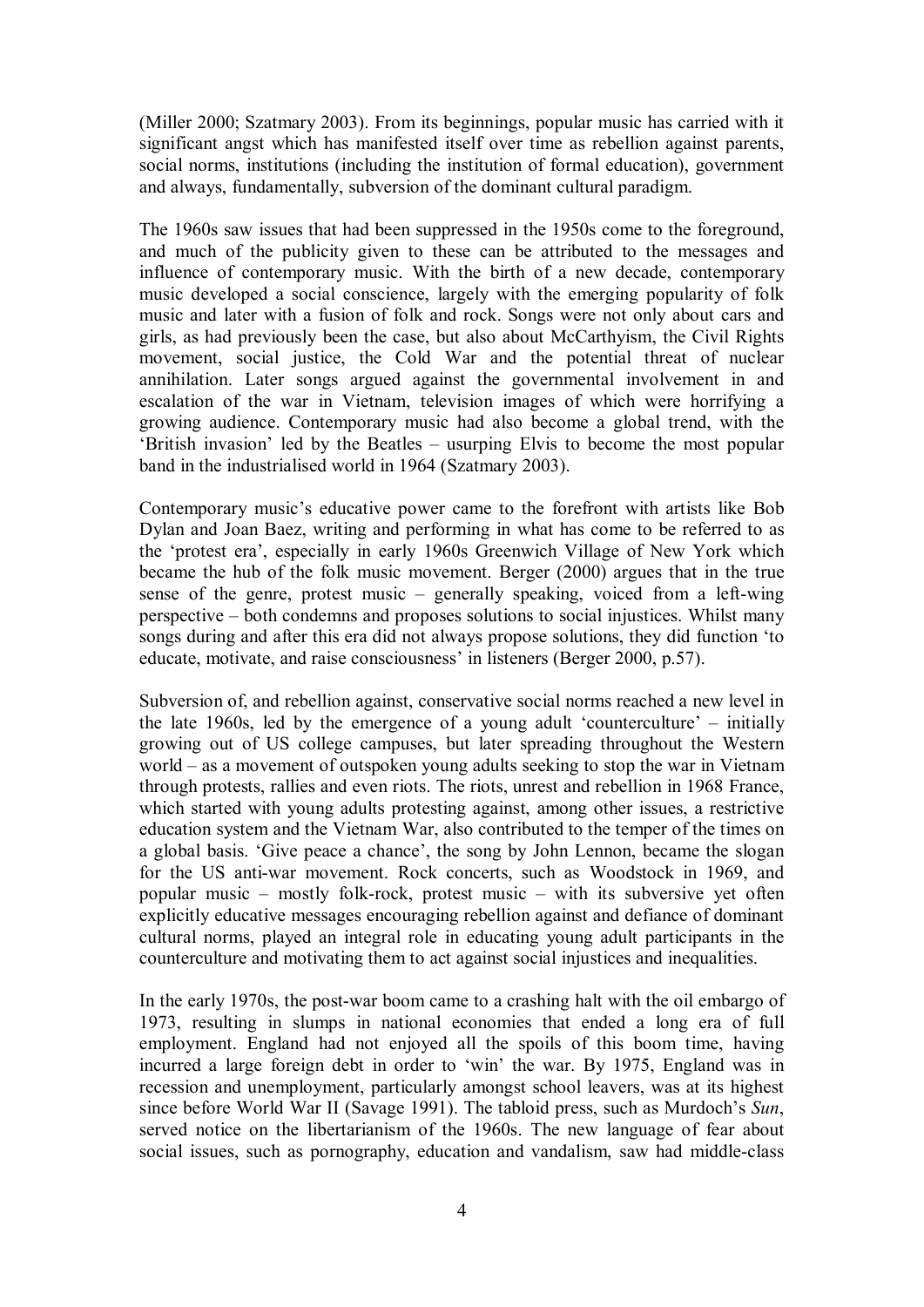(Miller 2000; Szatmary 2003). From its beginnings, popular music has carried with it significant angst which has manifested itself over time as rebellion against parents, social norms, institutions (including the institution of formal education), government and always, fundamentally, subversion of the dominant cultural paradigm.

The 1960s saw issues that had been suppressed in the 1950s come to the foreground, and much of the publicity given to these can be attributed to the messages and influence of contemporary music. With the birth of a new decade, contemporary music developed a social conscience, largely with the emerging popularity of folk music and later with a fusion of folk and rock. Songs were not only about cars and girls, as had previously been the case, but also about McCarthyism, the Civil Rights movement, social justice, the Cold War and the potential threat of nuclear annihilation. Later songs argued against the governmental involvement in and escalation of the war in Vietnam, television images of which were horrifying a growing audience. Contemporary music had also become a global trend, with the 'British invasion' led by the Beatles – usurping Elvis to become the most popular band in the industrialised world in 1964 (Szatmary 2003).

Contemporary music's educative power came to the forefront with artists like Bob Dylan and Joan Baez, writing and performing in what has come to be referred to as the 'protest era', especially in early 1960s Greenwich Village of New York which became the hub of the folk music movement. Berger (2000) argues that in the true sense of the genre, protest music – generally speaking, voiced from a left-wing perspective – both condemns and proposes solutions to social injustices. Whilst many songs during and after this era did not always propose solutions, they did function 'to educate, motivate, and raise consciousness' in listeners (Berger 2000, p.57).

Subversion of, and rebellion against, conservative social norms reached a new level in the late 1960s, led by the emergence of a young adult 'counterculture' – initially growing out of US college campuses, but later spreading throughout the Western world – as a movement of outspoken young adults seeking to stop the war in Vietnam through protests, rallies and even riots. The riots, unrest and rebellion in 1968 France, which started with young adults protesting against, among other issues, a restrictive education system and the Vietnam War, also contributed to the temper of the times on a global basis. 'Give peace a chance', the song by John Lennon, became the slogan for the US anti-war movement. Rock concerts, such as Woodstock in 1969, and popular music – mostly folk-rock, protest music – with its subversive yet often explicitly educative messages encouraging rebellion against and defiance of dominant cultural norms, played an integral role in educating young adult participants in the counterculture and motivating them to act against social injustices and inequalities.

In the early 1970s, the post-war boom came to a crashing halt with the oil embargo of 1973, resulting in slumps in national economies that ended a long era of full employment. England had not enjoyed all the spoils of this boom time, having incurred a large foreign debt in order to 'win' the war. By 1975, England was in recession and unemployment, particularly amongst school leavers, was at its highest since before World War II (Savage 1991). The tabloid press, such as Murdoch's *Sun*, served notice on the libertarianism of the 1960s. The new language of fear about social issues, such as pornography, education and vandalism, saw had middle-class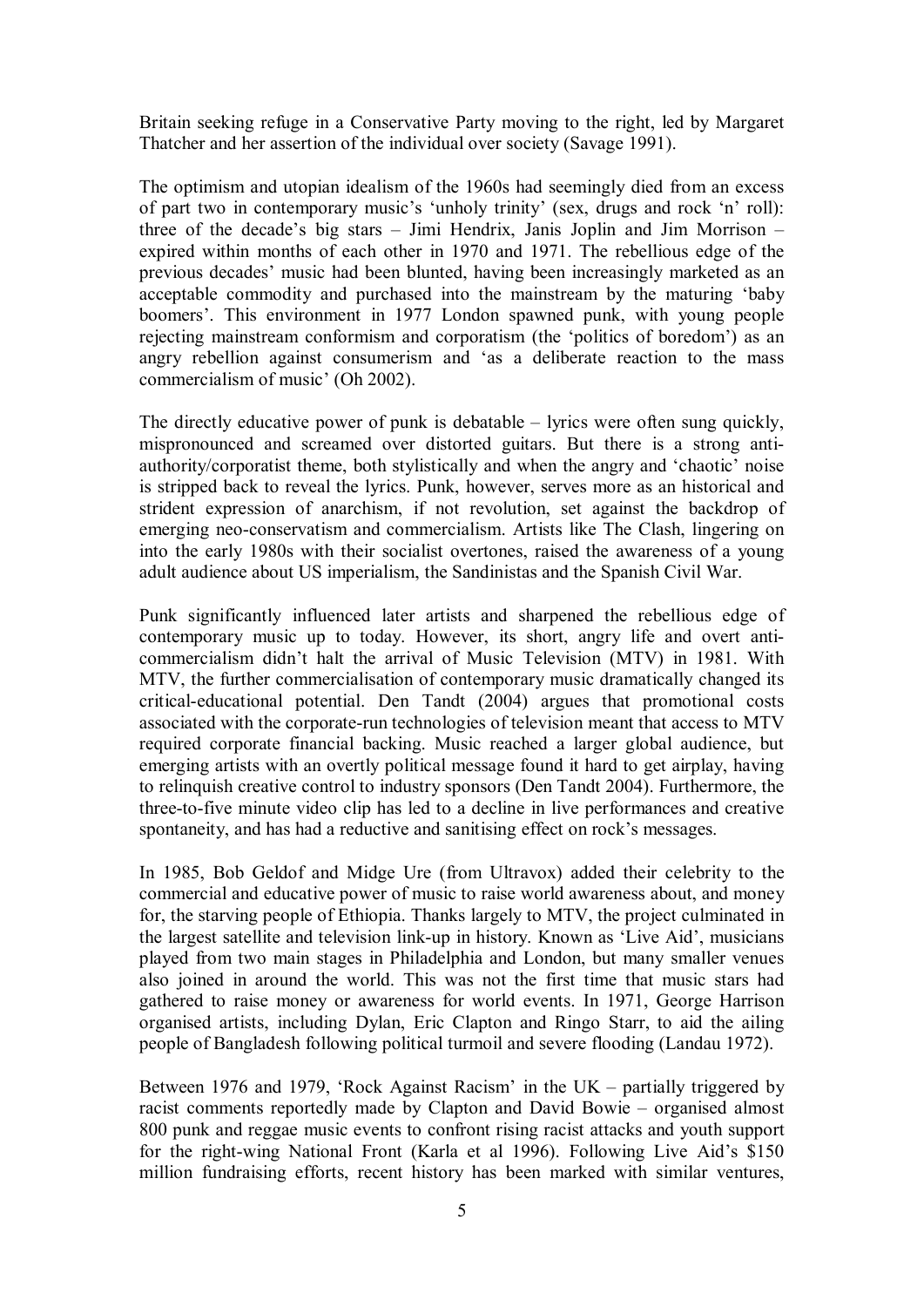Britain seeking refuge in a Conservative Party moving to the right, led by Margaret Thatcher and her assertion of the individual over society (Savage 1991).

The optimism and utopian idealism of the 1960s had seemingly died from an excess of part two in contemporary music's 'unholy trinity' (sex, drugs and rock 'n' roll): three of the decade's big stars – Jimi Hendrix, Janis Joplin and Jim Morrison – expired within months of each other in 1970 and 1971. The rebellious edge of the previous decades' music had been blunted, having been increasingly marketed as an acceptable commodity and purchased into the mainstream by the maturing 'baby boomers'. This environment in 1977 London spawned punk, with young people rejecting mainstream conformism and corporatism (the 'politics of boredom') as an angry rebellion against consumerism and 'as a deliberate reaction to the mass commercialism of music' (Oh 2002).

The directly educative power of punk is debatable – lyrics were often sung quickly, mispronounced and screamed over distorted guitars. But there is a strong anti-authority/corporatist theme, both stylistically and when the angry and 'chaotic' noise is stripped back to reveal the lyrics. Punk, however, serves more as an historical and strident expression of anarchism, if not revolution, set against the backdrop of emerging neo-conservatism and commercialism. Artists like The Clash, lingering on into the early 1980s with their socialist overtones, raised the awareness of a young adult audience about US imperialism, the Sandinistas and the Spanish Civil War.

Punk significantly influenced later artists and sharpened the rebellious edge of contemporary music up to today. However, its short, angry life and overt anti-commercialism didn't halt the arrival of Music Television (MTV) in 1981. With MTV, the further commercialisation of contemporary music dramatically changed its critical-educational potential. Den Tandt (2004) argues that promotional costs associated with the corporate-run technologies of television meant that access to MTV required corporate financial backing. Music reached a larger global audience, but emerging artists with an overtly political message found it hard to get airplay, having to relinquish creative control to industry sponsors (Den Tandt 2004). Furthermore, the three-to-five minute video clip has led to a decline in live performances and creative spontaneity, and has had a reductive and sanitising effect on rock's messages.

In 1985, Bob Geldof and Midge Ure (from Ultravox) added their celebrity to the commercial and educative power of music to raise world awareness about, and money for, the starving people of Ethiopia. Thanks largely to MTV, the project culminated in the largest satellite and television link-up in history. Known as 'Live Aid', musicians played from two main stages in Philadelphia and London, but many smaller venues also joined in around the world. This was not the first time that music stars had gathered to raise money or awareness for world events. In 1971, George Harrison organised artists, including Dylan, Eric Clapton and Ringo Starr, to aid the ailing people of Bangladesh following political turmoil and severe flooding (Landau 1972).

Between 1976 and 1979, 'Rock Against Racism' in the UK – partially triggered by racist comments reportedly made by Clapton and David Bowie – organised almost 800 punk and reggae music events to confront rising racist attacks and youth support for the right-wing National Front (Karla et al 1996). Following Live Aid's $150 million fundraising efforts, recent history has been marked with similar ventures,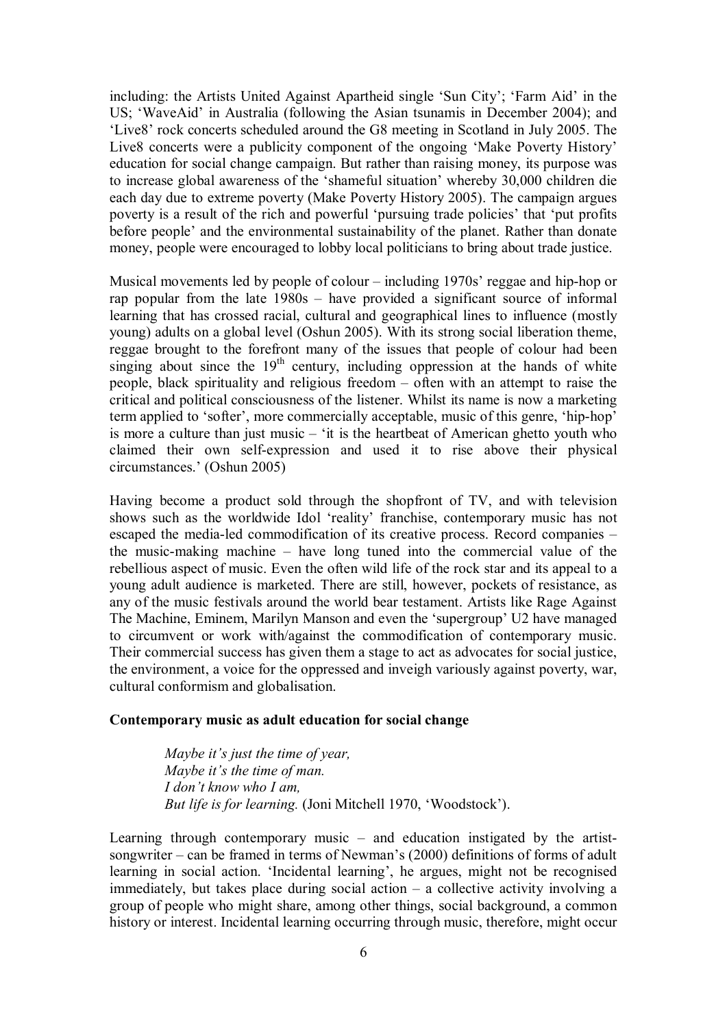including: the Artists United Against Apartheid single 'Sun City'; 'Farm Aid' in the US; 'WaveAid' in Australia (following the Asian tsunamis in December 2004); and 'Live8' rock concerts scheduled around the G8 meeting in Scotland in July 2005. The Live8 concerts were a publicity component of the ongoing 'Make Poverty History' education for social change campaign. But rather than raising money, its purpose was to increase global awareness of the 'shameful situation' whereby 30,000 children die each day due to extreme poverty (Make Poverty History 2005). The campaign argues poverty is a result of the rich and powerful 'pursuing trade policies' that 'put profits before people' and the environmental sustainability of the planet. Rather than donate money, people were encouraged to lobby local politicians to bring about trade justice.

Musical movements led by people of colour – including 1970s' reggae and hip-hop or rap popular from the late 1980s – have provided a significant source of informal learning that has crossed racial, cultural and geographical lines to influence (mostly young) adults on a global level (Oshun 2005). With its strong social liberation theme, reggae brought to the forefront many of the issues that people of colour had been singing about since the 19th century, including oppression at the hands of white people, black spirituality and religious freedom – often with an attempt to raise the critical and political consciousness of the listener. Whilst its name is now a marketing term applied to 'softer', more commercially acceptable, music of this genre, 'hip-hop' is more a culture than just music – 'it is the heartbeat of American ghetto youth who claimed their own self-expression and used it to rise above their physical circumstances.' (Oshun 2005)

Having become a product sold through the shopfront of TV, and with television shows such as the worldwide Idol 'reality' franchise, contemporary music has not escaped the media-led commodification of its creative process. Record companies – the music-making machine – have long tuned into the commercial value of the rebellious aspect of music. Even the often wild life of the rock star and its appeal to a young adult audience is marketed. There are still, however, pockets of resistance, as any of the music festivals around the world bear testament. Artists like Rage Against The Machine, Eminem, Marilyn Manson and even the 'supergroup' U2 have managed to circumvent or work with/against the commodification of contemporary music. Their commercial success has given them a stage to act as advocates for social justice, the environment, a voice for the oppressed and inveigh variously against poverty, war, cultural conformism and globalisation.

**Contemporary music as adult education for social change**

> *Maybe it's just the time of year,*
> *Maybe it's the time of man.*
> *I don't know who I am,*
> *But life is for learning.* (Joni Mitchell 1970, 'Woodstock').

Learning through contemporary music – and education instigated by the artist-songwriter – can be framed in terms of Newman's (2000) definitions of forms of adult learning in social action. 'Incidental learning', he argues, might not be recognised immediately, but takes place during social action – a collective activity involving a group of people who might share, among other things, social background, a common history or interest. Incidental learning occurring through music, therefore, might occur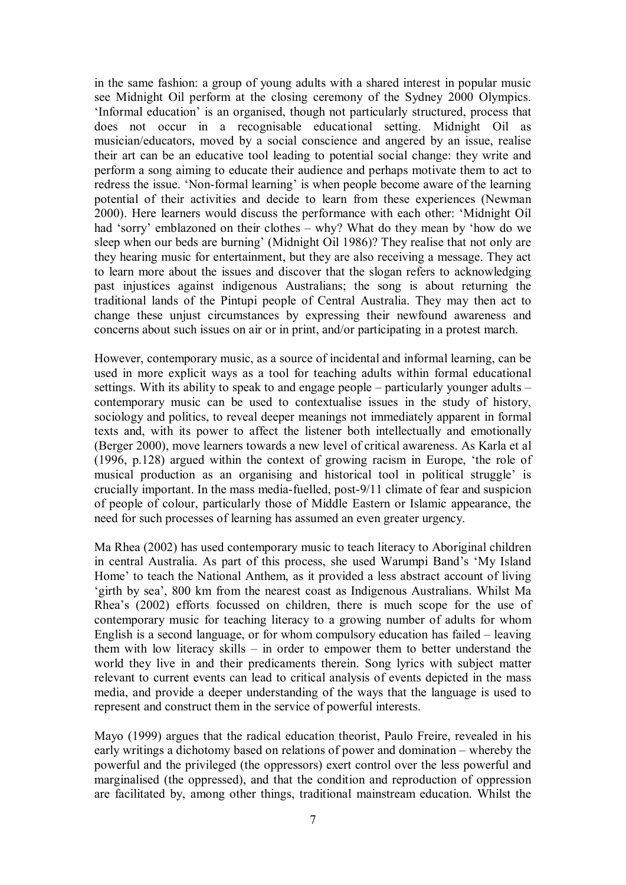in the same fashion: a group of young adults with a shared interest in popular music see Midnight Oil perform at the closing ceremony of the Sydney 2000 Olympics. 'Informal education' is an organised, though not particularly structured, process that does not occur in a recognisable educational setting. Midnight Oil as musician/educators, moved by a social conscience and angered by an issue, realise their art can be an educative tool leading to potential social change: they write and perform a song aiming to educate their audience and perhaps motivate them to act to redress the issue. 'Non-formal learning' is when people become aware of the learning potential of their activities and decide to learn from these experiences (Newman 2000). Here learners would discuss the performance with each other: 'Midnight Oil had 'sorry' emblazoned on their clothes – why? What do they mean by 'how do we sleep when our beds are burning' (Midnight Oil 1986)? They realise that not only are they hearing music for entertainment, but they are also receiving a message. They act to learn more about the issues and discover that the slogan refers to acknowledging past injustices against indigenous Australians; the song is about returning the traditional lands of the Pintupi people of Central Australia. They may then act to change these unjust circumstances by expressing their newfound awareness and concerns about such issues on air or in print, and/or participating in a protest march.

However, contemporary music, as a source of incidental and informal learning, can be used in more explicit ways as a tool for teaching adults within formal educational settings. With its ability to speak to and engage people – particularly younger adults – contemporary music can be used to contextualise issues in the study of history, sociology and politics, to reveal deeper meanings not immediately apparent in formal texts and, with its power to affect the listener both intellectually and emotionally (Berger 2000), move learners towards a new level of critical awareness. As Karla et al (1996, p.128) argued within the context of growing racism in Europe, 'the role of musical production as an organising and historical tool in political struggle' is crucially important. In the mass media-fuelled, post-9/11 climate of fear and suspicion of people of colour, particularly those of Middle Eastern or Islamic appearance, the need for such processes of learning has assumed an even greater urgency.

Ma Rhea (2002) has used contemporary music to teach literacy to Aboriginal children in central Australia. As part of this process, she used Warumpi Band's 'My Island Home' to teach the National Anthem, as it provided a less abstract account of living 'girth by sea', 800 km from the nearest coast as Indigenous Australians. Whilst Ma Rhea's (2002) efforts focussed on children, there is much scope for the use of contemporary music for teaching literacy to a growing number of adults for whom English is a second language, or for whom compulsory education has failed – leaving them with low literacy skills – in order to empower them to better understand the world they live in and their predicaments therein. Song lyrics with subject matter relevant to current events can lead to critical analysis of events depicted in the mass media, and provide a deeper understanding of the ways that the language is used to represent and construct them in the service of powerful interests.

Mayo (1999) argues that the radical education theorist, Paulo Freire, revealed in his early writings a dichotomy based on relations of power and domination – whereby the powerful and the privileged (the oppressors) exert control over the less powerful and marginalised (the oppressed), and that the condition and reproduction of oppression are facilitated by, among other things, traditional mainstream education. Whilst the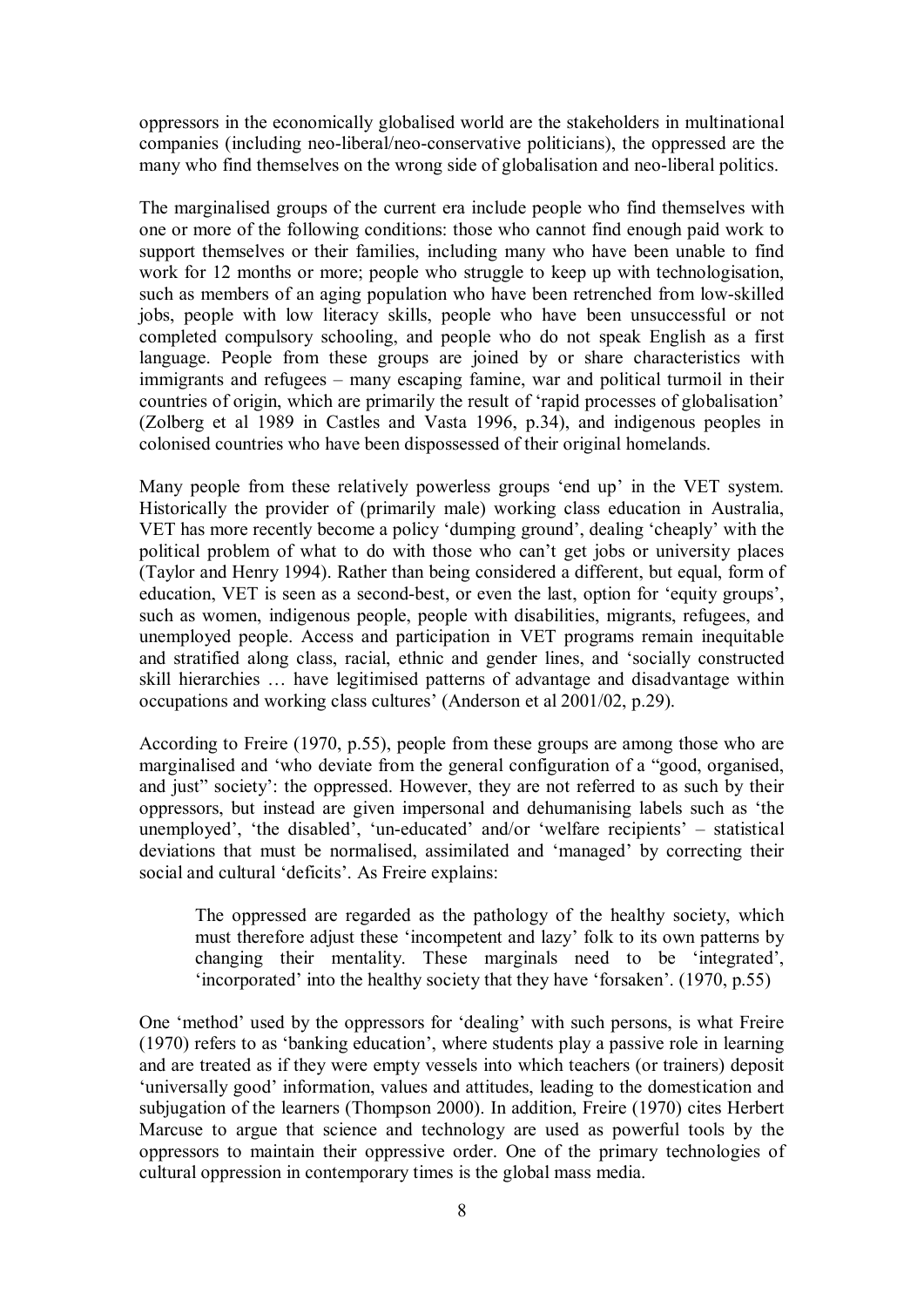oppressors in the economically globalised world are the stakeholders in multinational companies (including neo-liberal/neo-conservative politicians), the oppressed are the many who find themselves on the wrong side of globalisation and neo-liberal politics.

The marginalised groups of the current era include people who find themselves with one or more of the following conditions: those who cannot find enough paid work to support themselves or their families, including many who have been unable to find work for 12 months or more; people who struggle to keep up with technologisation, such as members of an aging population who have been retrenched from low-skilled jobs, people with low literacy skills, people who have been unsuccessful or not completed compulsory schooling, and people who do not speak English as a first language. People from these groups are joined by or share characteristics with immigrants and refugees – many escaping famine, war and political turmoil in their countries of origin, which are primarily the result of 'rapid processes of globalisation' (Zolberg et al 1989 in Castles and Vasta 1996, p.34), and indigenous peoples in colonised countries who have been dispossessed of their original homelands.

Many people from these relatively powerless groups 'end up' in the VET system. Historically the provider of (primarily male) working class education in Australia, VET has more recently become a policy 'dumping ground', dealing 'cheaply' with the political problem of what to do with those who can't get jobs or university places (Taylor and Henry 1994). Rather than being considered a different, but equal, form of education, VET is seen as a second-best, or even the last, option for 'equity groups', such as women, indigenous people, people with disabilities, migrants, refugees, and unemployed people. Access and participation in VET programs remain inequitable and stratified along class, racial, ethnic and gender lines, and 'socially constructed skill hierarchies … have legitimised patterns of advantage and disadvantage within occupations and working class cultures' (Anderson et al 2001/02, p.29).

According to Freire (1970, p.55), people from these groups are among those who are marginalised and 'who deviate from the general configuration of a "good, organised, and just" society': the oppressed. However, they are not referred to as such by their oppressors, but instead are given impersonal and dehumanising labels such as 'the unemployed', 'the disabled', 'un-educated' and/or 'welfare recipients' – statistical deviations that must be normalised, assimilated and 'managed' by correcting their social and cultural 'deficits'. As Freire explains:

> The oppressed are regarded as the pathology of the healthy society, which must therefore adjust these 'incompetent and lazy' folk to its own patterns by changing their mentality. These marginals need to be 'integrated', 'incorporated' into the healthy society that they have 'forsaken'. (1970, p.55)

One 'method' used by the oppressors for 'dealing' with such persons, is what Freire (1970) refers to as 'banking education', where students play a passive role in learning and are treated as if they were empty vessels into which teachers (or trainers) deposit 'universally good' information, values and attitudes, leading to the domestication and subjugation of the learners (Thompson 2000). In addition, Freire (1970) cites Herbert Marcuse to argue that science and technology are used as powerful tools by the oppressors to maintain their oppressive order. One of the primary technologies of cultural oppression in contemporary times is the global mass media.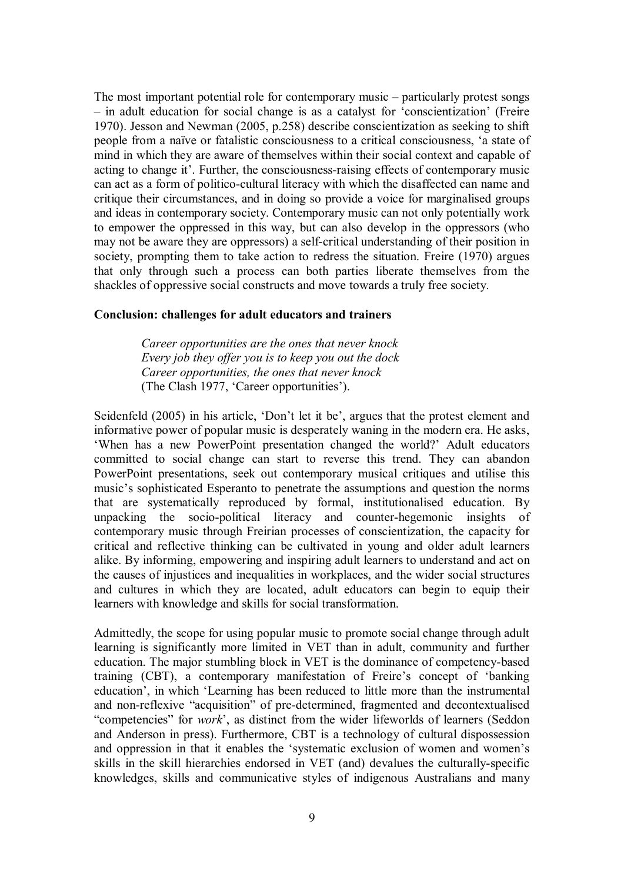The most important potential role for contemporary music – particularly protest songs – in adult education for social change is as a catalyst for 'conscientization' (Freire 1970). Jesson and Newman (2005, p.258) describe conscientization as seeking to shift people from a naïve or fatalistic consciousness to a critical consciousness, 'a state of mind in which they are aware of themselves within their social context and capable of acting to change it'. Further, the consciousness-raising effects of contemporary music can act as a form of politico-cultural literacy with which the disaffected can name and critique their circumstances, and in doing so provide a voice for marginalised groups and ideas in contemporary society. Contemporary music can not only potentially work to empower the oppressed in this way, but can also develop in the oppressors (who may not be aware they are oppressors) a self-critical understanding of their position in society, prompting them to take action to redress the situation. Freire (1970) argues that only through such a process can both parties liberate themselves from the shackles of oppressive social constructs and move towards a truly free society.

**Conclusion: challenges for adult educators and trainers**

> *Career opportunities are the ones that never knock*
> *Every job they offer you is to keep you out the dock*
> *Career opportunities, the ones that never knock*
> (The Clash 1977, 'Career opportunities').

Seidenfeld (2005) in his article, 'Don't let it be', argues that the protest element and informative power of popular music is desperately waning in the modern era. He asks, 'When has a new PowerPoint presentation changed the world?' Adult educators committed to social change can start to reverse this trend. They can abandon PowerPoint presentations, seek out contemporary musical critiques and utilise this music's sophisticated Esperanto to penetrate the assumptions and question the norms that are systematically reproduced by formal, institutionalised education. By unpacking the socio-political literacy and counter-hegemonic insights of contemporary music through Freirian processes of conscientization, the capacity for critical and reflective thinking can be cultivated in young and older adult learners alike. By informing, empowering and inspiring adult learners to understand and act on the causes of injustices and inequalities in workplaces, and the wider social structures and cultures in which they are located, adult educators can begin to equip their learners with knowledge and skills for social transformation.

Admittedly, the scope for using popular music to promote social change through adult learning is significantly more limited in VET than in adult, community and further education. The major stumbling block in VET is the dominance of competency-based training (CBT), a contemporary manifestation of Freire's concept of 'banking education', in which 'Learning has been reduced to little more than the instrumental and non-reflexive "acquisition" of pre-determined, fragmented and decontextualised "competencies" for *work*', as distinct from the wider lifeworlds of learners (Seddon and Anderson in press). Furthermore, CBT is a technology of cultural dispossession and oppression in that it enables the 'systematic exclusion of women and women's skills in the skill hierarchies endorsed in VET (and) devalues the culturally-specific knowledges, skills and communicative styles of indigenous Australians and many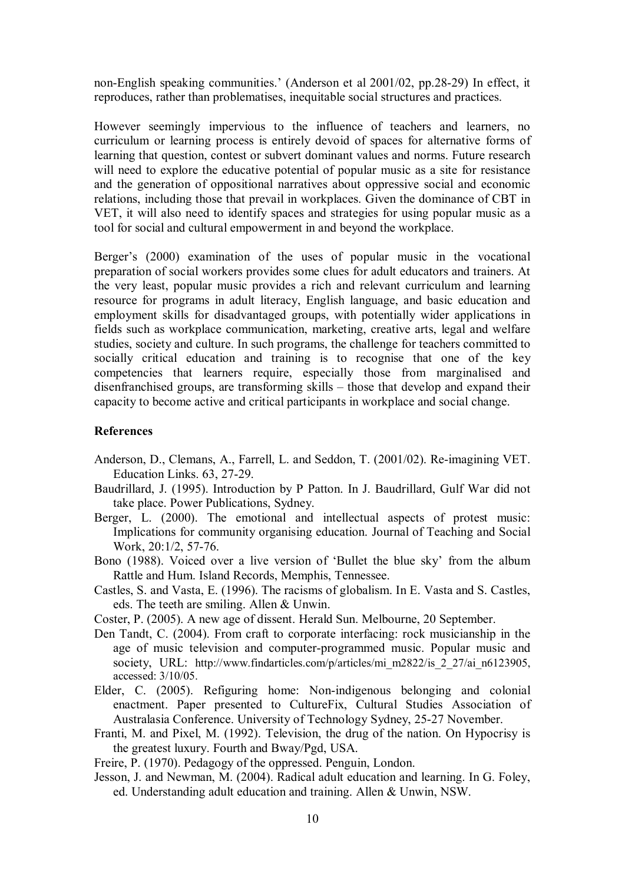non-English speaking communities.' (Anderson et al 2001/02, pp.28-29) In effect, it reproduces, rather than problematises, inequitable social structures and practices.

However seemingly impervious to the influence of teachers and learners, no curriculum or learning process is entirely devoid of spaces for alternative forms of learning that question, contest or subvert dominant values and norms. Future research will need to explore the educative potential of popular music as a site for resistance and the generation of oppositional narratives about oppressive social and economic relations, including those that prevail in workplaces. Given the dominance of CBT in VET, it will also need to identify spaces and strategies for using popular music as a tool for social and cultural empowerment in and beyond the workplace.

Berger's (2000) examination of the uses of popular music in the vocational preparation of social workers provides some clues for adult educators and trainers. At the very least, popular music provides a rich and relevant curriculum and learning resource for programs in adult literacy, English language, and basic education and employment skills for disadvantaged groups, with potentially wider applications in fields such as workplace communication, marketing, creative arts, legal and welfare studies, society and culture. In such programs, the challenge for teachers committed to socially critical education and training is to recognise that one of the key competencies that learners require, especially those from marginalised and disenfranchised groups, are transforming skills – those that develop and expand their capacity to become active and critical participants in workplace and social change.

**References**

Anderson, D., Clemans, A., Farrell, L. and Seddon, T. (2001/02). Re-imagining VET. Education Links. 63, 27-29.

Baudrillard, J. (1995). Introduction by P Patton. In J. Baudrillard, Gulf War did not take place. Power Publications, Sydney.

Berger, L. (2000). The emotional and intellectual aspects of protest music: Implications for community organising education. Journal of Teaching and Social Work, 20:1/2, 57-76.

Bono (1988). Voiced over a live version of 'Bullet the blue sky' from the album Rattle and Hum. Island Records, Memphis, Tennessee.

Castles, S. and Vasta, E. (1996). The racisms of globalism. In E. Vasta and S. Castles, eds. The teeth are smiling. Allen & Unwin.

Coster, P. (2005). A new age of dissent. Herald Sun. Melbourne, 20 September.

Den Tandt, C. (2004). From craft to corporate interfacing: rock musicianship in the age of music television and computer-programmed music. Popular music and society, URL: http://www.findarticles.com/p/articles/mi_m2822/is_2_27/ai_n6123905, accessed: 3/10/05.

Elder, C. (2005). Refiguring home: Non-indigenous belonging and colonial enactment. Paper presented to CultureFix, Cultural Studies Association of Australasia Conference. University of Technology Sydney, 25-27 November.

Franti, M. and Pixel, M. (1992). Television, the drug of the nation. On Hypocrisy is the greatest luxury. Fourth and Bway/Pgd, USA.

Freire, P. (1970). Pedagogy of the oppressed. Penguin, London.

Jesson, J. and Newman, M. (2004). Radical adult education and learning. In G. Foley, ed. Understanding adult education and training. Allen & Unwin, NSW.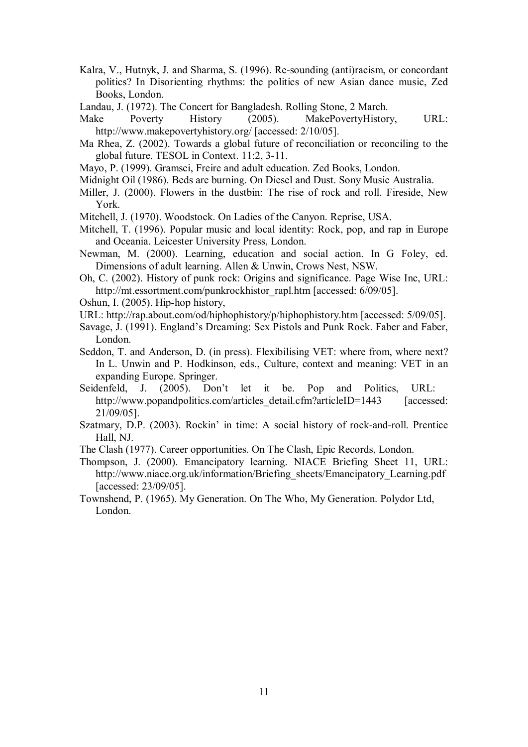Kalra, V., Hutnyk, J. and Sharma, S. (1996). Re-sounding (anti)racism, or concordant politics? In Disorienting rhythms: the politics of new Asian dance music, Zed Books, London.

Landau, J. (1972). The Concert for Bangladesh. Rolling Stone, 2 March.

Make Poverty History (2005). MakePovertyHistory, URL: http://www.makepovertyhistory.org/ [accessed: 2/10/05].

Ma Rhea, Z. (2002). Towards a global future of reconciliation or reconciling to the global future. TESOL in Context. 11:2, 3-11.

Mayo, P. (1999). Gramsci, Freire and adult education. Zed Books, London.

Midnight Oil (1986). Beds are burning. On Diesel and Dust. Sony Music Australia.

Miller, J. (2000). Flowers in the dustbin: The rise of rock and roll. Fireside, New York.

Mitchell, J. (1970). Woodstock. On Ladies of the Canyon. Reprise, USA.

Mitchell, T. (1996). Popular music and local identity: Rock, pop, and rap in Europe and Oceania. Leicester University Press, London.

Newman, M. (2000). Learning, education and social action. In G Foley, ed. Dimensions of adult learning. Allen & Unwin, Crows Nest, NSW.

Oh, C. (2002). History of punk rock: Origins and significance. Page Wise Inc, URL: http://mt.essortment.com/punkrockhistor_rapl.htm [accessed: 6/09/05].

Oshun, I. (2005). Hip-hop history,

URL: http://rap.about.com/od/hiphophistory/p/hiphophistory.htm [accessed: 5/09/05].

Savage, J. (1991). England's Dreaming: Sex Pistols and Punk Rock. Faber and Faber, London.

Seddon, T. and Anderson, D. (in press). Flexibilising VET: where from, where next? In L. Unwin and P. Hodkinson, eds., Culture, context and meaning: VET in an expanding Europe. Springer.

Seidenfeld, J. (2005). Don't let it be. Pop and Politics, URL: http://www.popandpolitics.com/articles_detail.cfm?articleID=1443 [accessed: 21/09/05].

Szatmary, D.P. (2003). Rockin' in time: A social history of rock-and-roll. Prentice Hall, NJ.

The Clash (1977). Career opportunities. On The Clash, Epic Records, London.

Thompson, J. (2000). Emancipatory learning. NIACE Briefing Sheet 11, URL: http://www.niace.org.uk/information/Briefing_sheets/Emancipatory_Learning.pdf [accessed: 23/09/05].

Townshend, P. (1965). My Generation. On The Who, My Generation. Polydor Ltd, London.